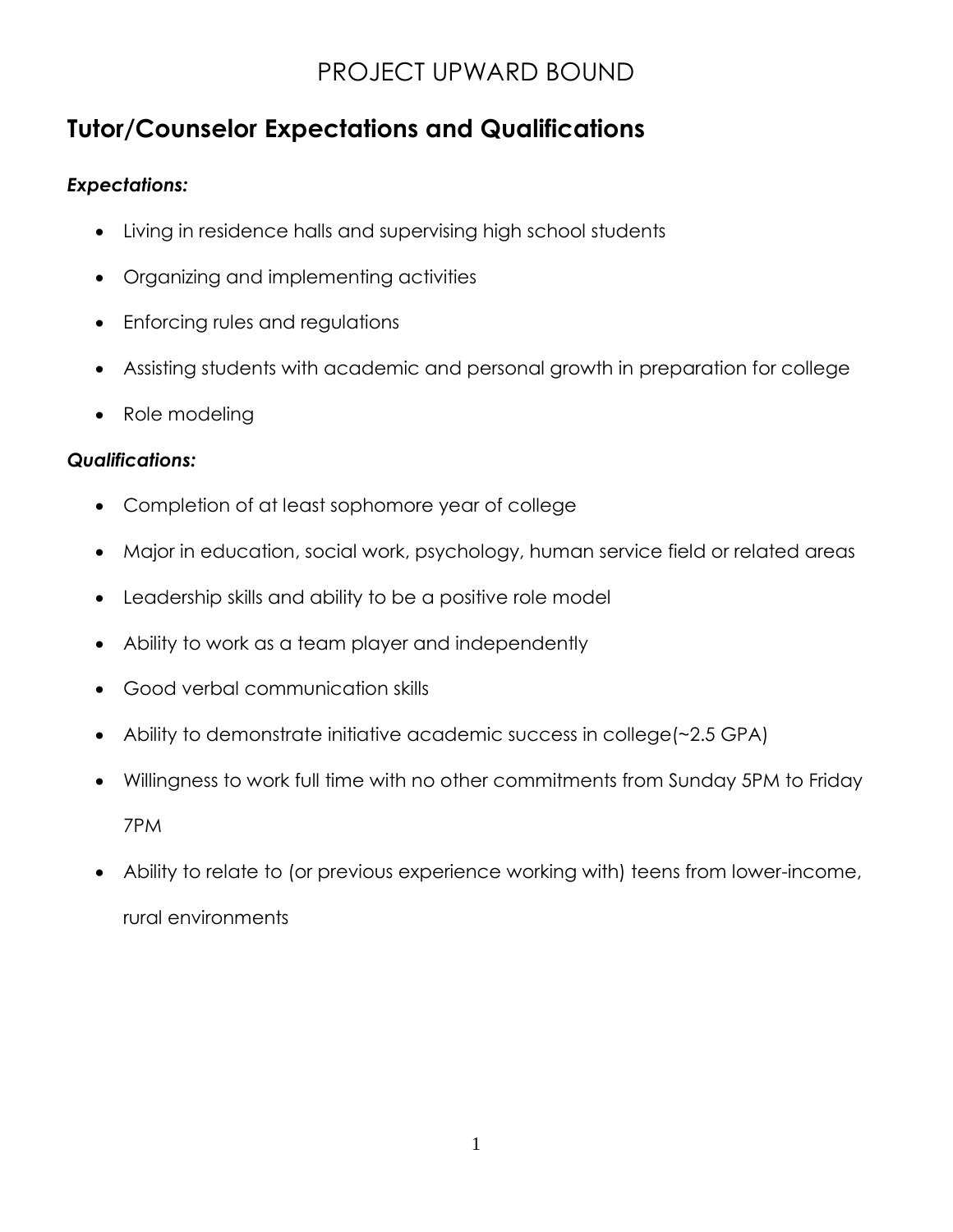# PROJECT UPWARD BOUND

## Tutor/Counselor Expectations and Qualifications

***Expectations:***

- Living in residence halls and supervising high school students
- Organizing and implementing activities
- Enforcing rules and regulations
- Assisting students with academic and personal growth in preparation for college
- Role modeling

***Qualifications:***

- Completion of at least sophomore year of college
- Major in education, social work, psychology, human service field or related areas
- Leadership skills and ability to be a positive role model
- Ability to work as a team player and independently
- Good verbal communication skills
- Ability to demonstrate initiative academic success in college(~2.5 GPA)
- Willingness to work full time with no other commitments from Sunday 5PM to Friday 7PM
- Ability to relate to (or previous experience working with) teens from lower-income, rural environments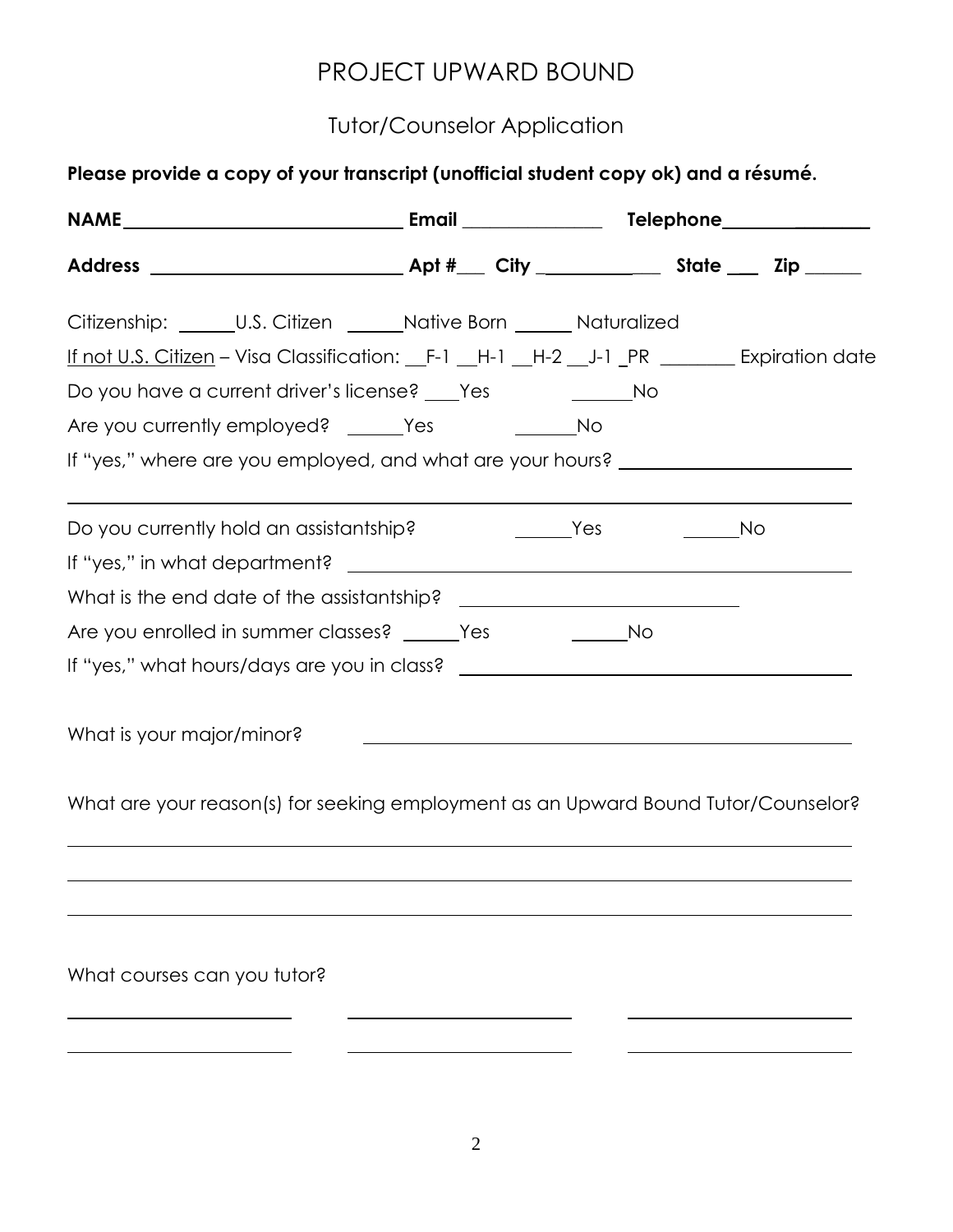# PROJECT UPWARD BOUND

## Tutor/Counselor Application

**Please provide a copy of your transcript (unofficial student copy ok) and a résumé.**

**NAME**\_\_\_\_\_\_\_\_\_\_\_\_\_\_\_\_\_\_\_\_\_\_\_\_\_\_\_\_ **Email** \_\_\_\_\_\_\_\_\_\_\_\_\_\_ **Telephone**\_\_\_\_\_\_\_\_\_\_\_\_\_\_\_

**Address** \_\_\_\_\_\_\_\_\_\_\_\_\_\_\_\_\_\_\_\_\_\_\_\_\_\_ **Apt #**\_\_\_ **City** \_\_\_\_\_\_\_\_\_\_\_\_\_\_ **State** \_\_\_ **Zip** \_\_\_\_\_\_

Citizenship: \_\_\_\_\_\_U.S. Citizen \_\_\_\_\_\_Native Born \_\_\_\_\_\_ Naturalized

<u>If not U.S. Citizen</u> – Visa Classification: \_\_F-1 \_\_H-1 \_\_H-2 \_\_J-1 \_PR \_\_\_\_\_\_\_\_ Expiration date

Do you have a current driver's license? \_\_\_\_Yes \_\_\_\_\_\_\_No

Are you currently employed? \_\_\_\_\_\_Yes \_\_\_\_\_\_\_No

If "yes," where are you employed, and what are your hours? \_\_\_\_\_\_\_\_\_\_\_\_\_\_\_\_\_\_\_\_\_\_\_\_

\_\_\_\_\_\_\_\_\_\_\_\_\_\_\_\_\_\_\_\_\_\_\_\_\_\_\_\_\_\_\_\_\_\_\_\_\_\_\_\_\_\_\_\_\_\_\_\_\_\_\_\_\_\_\_\_\_\_\_\_\_\_\_\_\_\_\_\_\_\_\_\_\_\_\_\_

Do you currently hold an assistantship? \_\_\_\_\_\_Yes \_\_\_\_\_\_No

If "yes," in what department? \_\_\_\_\_\_\_\_\_\_\_\_\_\_\_\_\_\_\_\_\_\_\_\_\_\_\_\_\_\_\_\_\_\_\_\_\_\_\_\_\_\_\_\_\_\_\_\_\_

What is the end date of the assistantship? \_\_\_\_\_\_\_\_\_\_\_\_\_\_\_\_\_\_\_\_\_\_\_\_\_\_\_\_\_\_

Are you enrolled in summer classes? \_\_\_\_\_\_Yes \_\_\_\_\_\_No

If "yes," what hours/days are you in class? \_\_\_\_\_\_\_\_\_\_\_\_\_\_\_\_\_\_\_\_\_\_\_\_\_\_\_\_\_\_\_\_\_\_\_\_\_\_\_\_\_

What is your major/minor? \_\_\_\_\_\_\_\_\_\_\_\_\_\_\_\_\_\_\_\_\_\_\_\_\_\_\_\_\_\_\_\_\_\_\_\_\_\_\_\_\_\_\_\_\_\_\_\_\_\_\_\_

What are your reason(s) for seeking employment as an Upward Bound Tutor/Counselor?

\_\_\_\_\_\_\_\_\_\_\_\_\_\_\_\_\_\_\_\_\_\_\_\_\_\_\_\_\_\_\_\_\_\_\_\_\_\_\_\_\_\_\_\_\_\_\_\_\_\_\_\_\_\_\_\_\_\_\_\_\_\_\_\_\_\_\_\_\_\_\_\_\_\_\_\_

\_\_\_\_\_\_\_\_\_\_\_\_\_\_\_\_\_\_\_\_\_\_\_\_\_\_\_\_\_\_\_\_\_\_\_\_\_\_\_\_\_\_\_\_\_\_\_\_\_\_\_\_\_\_\_\_\_\_\_\_\_\_\_\_\_\_\_\_\_\_\_\_\_\_\_\_

\_\_\_\_\_\_\_\_\_\_\_\_\_\_\_\_\_\_\_\_\_\_\_\_\_\_\_\_\_\_\_\_\_\_\_\_\_\_\_\_\_\_\_\_\_\_\_\_\_\_\_\_\_\_\_\_\_\_\_\_\_\_\_\_\_\_\_\_\_\_\_\_\_\_\_\_

What courses can you tutor?

\_\_\_\_\_\_\_\_\_\_\_\_\_\_\_\_\_\_\_\_\_\_\_\_ \_\_\_\_\_\_\_\_\_\_\_\_\_\_\_\_\_\_\_\_\_\_\_\_ \_\_\_\_\_\_\_\_\_\_\_\_\_\_\_\_\_\_\_\_\_\_\_\_

\_\_\_\_\_\_\_\_\_\_\_\_\_\_\_\_\_\_\_\_\_\_\_\_ \_\_\_\_\_\_\_\_\_\_\_\_\_\_\_\_\_\_\_\_\_\_\_\_ \_\_\_\_\_\_\_\_\_\_\_\_\_\_\_\_\_\_\_\_\_\_\_\_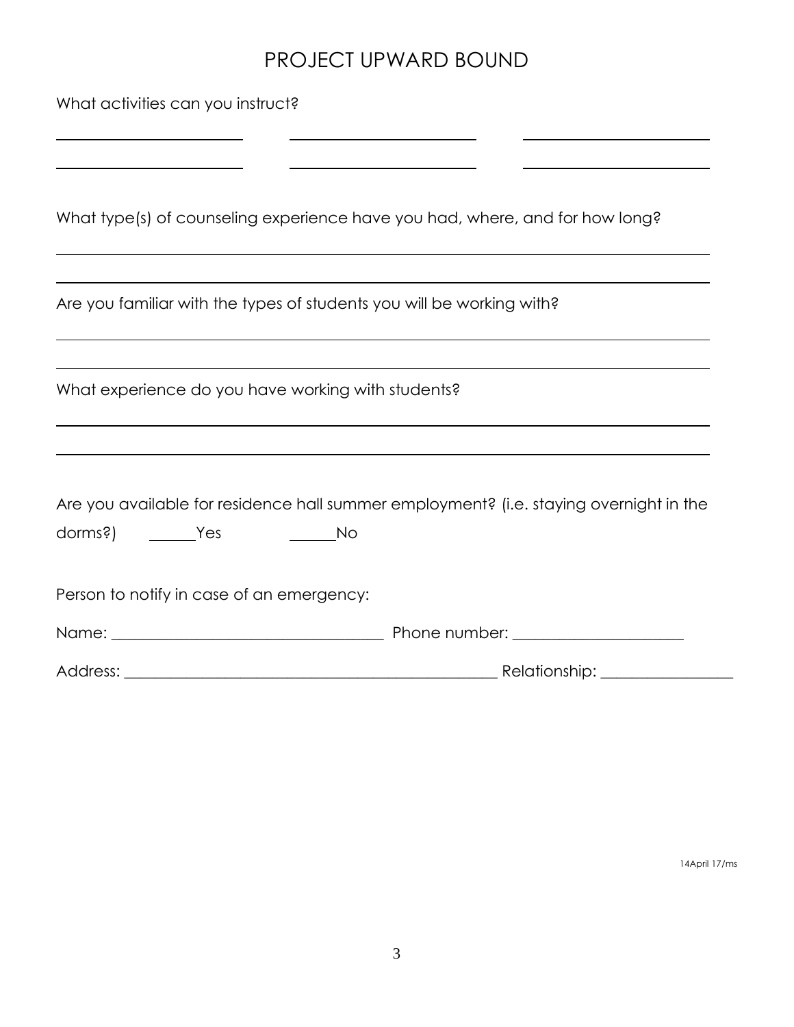# PROJECT UPWARD BOUND

What activities can you instruct?

______________________ ______________________ ______________________

______________________ ______________________ ______________________

What type(s) of counseling experience have you had, where, and for how long?

_____________________________________________________________________________

_____________________________________________________________________________

Are you familiar with the types of students you will be working with?

_____________________________________________________________________________

_____________________________________________________________________________

What experience do you have working with students?

_____________________________________________________________________________

_____________________________________________________________________________

Are you available for residence hall summer employment? (i.e. staying overnight in the dorms?) ______Yes ______No

Person to notify in case of an emergency:

Name: ___________________________________ Phone number: _____________________

Address: ______________________________________________ Relationship: ________________

14April 17/ms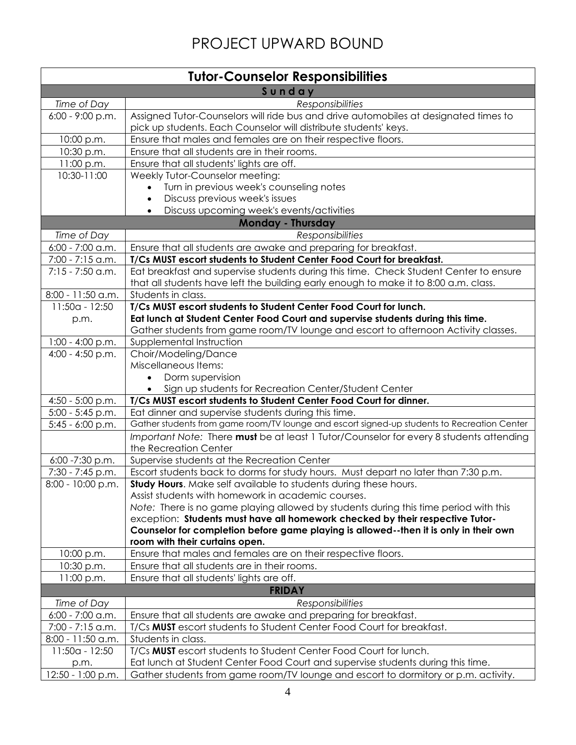# PROJECT UPWARD BOUND

| Tutor-Counselor Responsibilities | |
|---|---|
| **Sunday** | |
| *Time of Day* | *Responsibilities* |
| 6:00 - 9:00 p.m. | Assigned Tutor-Counselors will ride bus and drive automobiles at designated times to pick up students. Each Counselor will distribute students' keys. |
| 10:00 p.m. | Ensure that males and females are on their respective floors. |
| 10:30 p.m. | Ensure that all students are in their rooms. |
| 11:00 p.m. | Ensure that all students' lights are off. |
| 10:30-11:00 | Weekly Tutor-Counselor meeting:<br>• Turn in previous week's counseling notes<br>• Discuss previous week's issues<br>• Discuss upcoming week's events/activities |
| **Monday - Thursday** | |
| *Time of Day* | *Responsibilities* |
| 6:00 - 7:00 a.m. | Ensure that all students are awake and preparing for breakfast. |
| 7:00 - 7:15 a.m. | **T/Cs MUST escort students to Student Center Food Court for breakfast.** |
| 7:15 - 7:50 a.m. | Eat breakfast and supervise students during this time. Check Student Center to ensure that all students have left the building early enough to make it to 8:00 a.m. class. |
| 8:00 - 11:50 a.m. | Students in class. |
| 11:50a - 12:50 p.m. | **T/Cs MUST escort students to Student Center Food Court for lunch.**<br>**Eat lunch at Student Center Food Court and supervise students during this time.**<br>Gather students from game room/TV lounge and escort to afternoon Activity classes. |
| 1:00 - 4:00 p.m. | Supplemental Instruction |
| 4:00 - 4:50 p.m. | Choir/Modeling/Dance<br>Miscellaneous Items:<br>• Dorm supervision<br>• Sign up students for Recreation Center/Student Center |
| 4:50 - 5:00 p.m. | **T/Cs MUST escort students to Student Center Food Court for dinner.** |
| 5:00 - 5:45 p.m. | Eat dinner and supervise students during this time. |
| 5:45 - 6:00 p.m. | Gather students from game room/TV lounge and escort signed-up students to Recreation Center |
| | *Important Note:* There **must** be at least 1 Tutor/Counselor for every 8 students attending the Recreation Center |
| 6:00 -7:30 p.m. | Supervise students at the Recreation Center |
| 7:30 - 7:45 p.m. | Escort students back to dorms for study hours. Must depart no later than 7:30 p.m. |
| 8:00 - 10:00 p.m. | **Study Hours**. Make self available to students during these hours.<br>Assist students with homework in academic courses.<br>*Note:* There is no game playing allowed by students during this time period with this exception: **Students must have all homework checked by their respective Tutor-Counselor for completion before game playing is allowed--then it is only in their own room with their curtains open.** |
| 10:00 p.m. | Ensure that males and females are on their respective floors. |
| 10:30 p.m. | Ensure that all students are in their rooms. |
| 11:00 p.m. | Ensure that all students' lights are off. |
| **FRIDAY** | |
| *Time of Day* | *Responsibilities* |
| 6:00 - 7:00 a.m. | Ensure that all students are awake and preparing for breakfast. |
| 7:00 - 7:15 a.m. | T/Cs **MUST** escort students to Student Center Food Court for breakfast. |
| 8:00 - 11:50 a.m. | Students in class. |
| 11:50a - 12:50 p.m. | T/Cs **MUST** escort students to Student Center Food Court for lunch.<br>Eat lunch at Student Center Food Court and supervise students during this time. |
| 12:50 - 1:00 p.m. | Gather students from game room/TV lounge and escort to dormitory or p.m. activity. |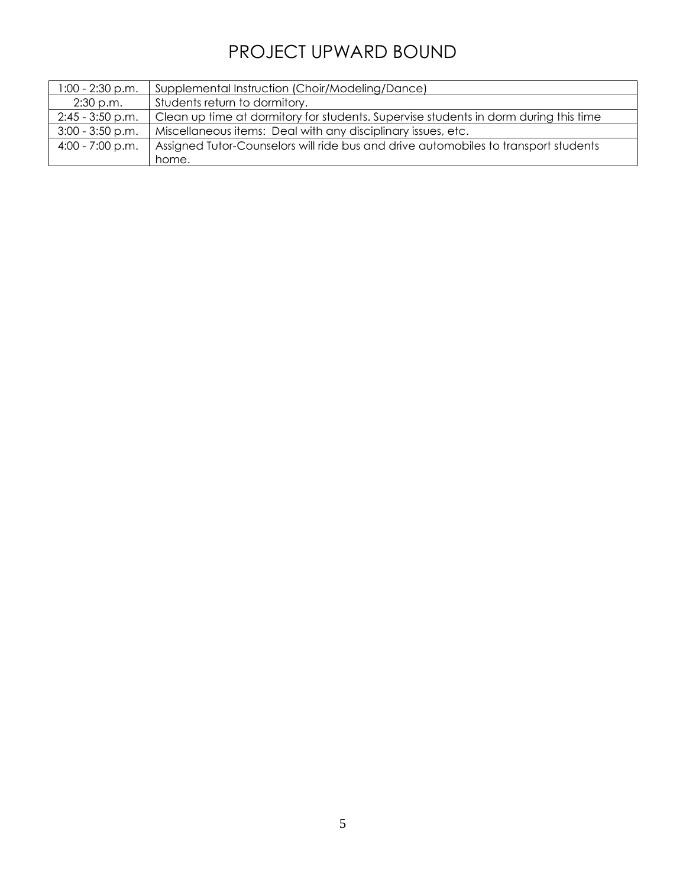# PROJECT UPWARD BOUND

| | |
|---|---|
| 1:00 - 2:30 p.m. | Supplemental Instruction (Choir/Modeling/Dance) |
| 2:30 p.m. | Students return to dormitory. |
| 2:45 - 3:50 p.m. | Clean up time at dormitory for students. Supervise students in dorm during this time |
| 3:00 - 3:50 p.m. | Miscellaneous items: Deal with any disciplinary issues, etc. |
| 4:00 - 7:00 p.m. | Assigned Tutor-Counselors will ride bus and drive automobiles to transport students home. |